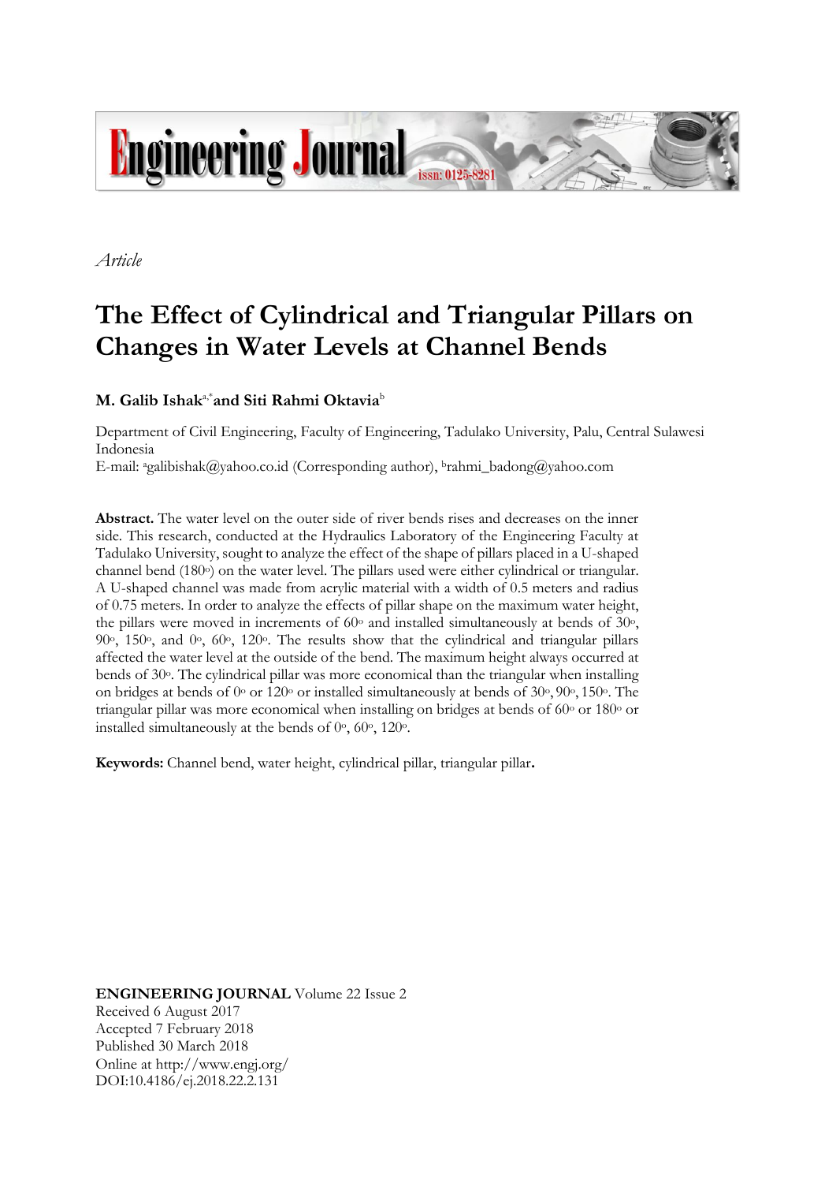*Article*

# The Effect of Cylindrical and Triangular Pillars on Changes in Water Levels at Channel Bends

**M. Galib Ishak**[a,*] **and Siti Rahmi Oktavia**[b]

Department of Civil Engineering, Faculty of Engineering, Tadulako University, Palu, Central Sulawesi Indonesia

E-mail: [a]galibishak@yahoo.co.id (Corresponding author), [b]rahmi_badong@yahoo.com

**Abstract.** The water level on the outer side of river bends rises and decreases on the inner side. This research, conducted at the Hydraulics Laboratory of the Engineering Faculty at Tadulako University, sought to analyze the effect of the shape of pillars placed in a U-shaped channel bend (180$^o$) on the water level. The pillars used were either cylindrical or triangular. A U-shaped channel was made from acrylic material with a width of 0.5 meters and radius of 0.75 meters. In order to analyze the effects of pillar shape on the maximum water height, the pillars were moved in increments of 60$^o$ and installed simultaneously at bends of 30$^o$, 90$^o$, 150$^o$, and 0$^o$, 60$^o$, 120$^o$. The results show that the cylindrical and triangular pillars affected the water level at the outside of the bend. The maximum height always occurred at bends of 30$^o$. The cylindrical pillar was more economical than the triangular when installing on bridges at bends of 0$^o$ or 120$^o$ or installed simultaneously at bends of 30$^o$, 90$^o$, 150$^o$. The triangular pillar was more economical when installing on bridges at bends of 60$^o$ or 180$^o$ or installed simultaneously at the bends of 0$^o$, 60$^o$, 120$^o$.

**Keywords:** Channel bend, water height, cylindrical pillar, triangular pillar**.**

**ENGINEERING JOURNAL** Volume 22 Issue 2
Received 6 August 2017
Accepted 7 February 2018
Published 30 March 2018
Online at http://www.engj.org/
DOI:10.4186/ej.2018.22.2.131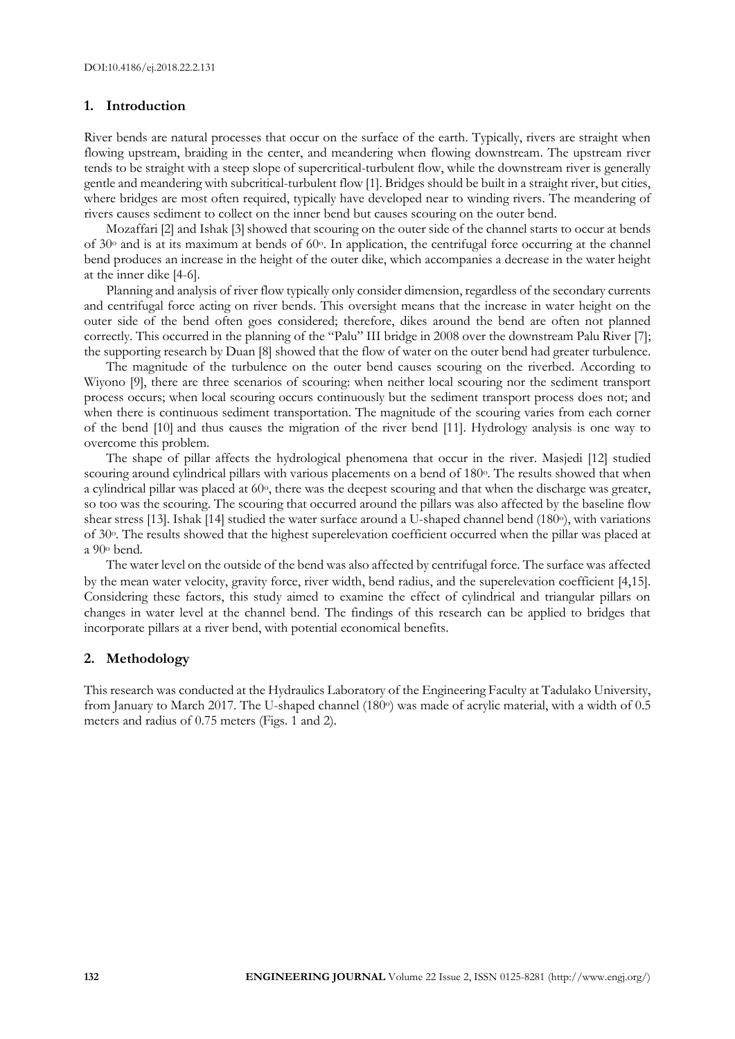## 1. Introduction

River bends are natural processes that occur on the surface of the earth. Typically, rivers are straight when flowing upstream, braiding in the center, and meandering when flowing downstream. The upstream river tends to be straight with a steep slope of supercritical-turbulent flow, while the downstream river is generally gentle and meandering with subcritical-turbulent flow [1]. Bridges should be built in a straight river, but cities, where bridges are most often required, typically have developed near to winding rivers. The meandering of rivers causes sediment to collect on the inner bend but causes scouring on the outer bend.

Mozaffari [2] and Ishak [3] showed that scouring on the outer side of the channel starts to occur at bends of 30$^o$ and is at its maximum at bends of 60$^o$. In application, the centrifugal force occurring at the channel bend produces an increase in the height of the outer dike, which accompanies a decrease in the water height at the inner dike [4-6].

Planning and analysis of river flow typically only consider dimension, regardless of the secondary currents and centrifugal force acting on river bends. This oversight means that the increase in water height on the outer side of the bend often goes considered; therefore, dikes around the bend are often not planned correctly. This occurred in the planning of the "Palu" III bridge in 2008 over the downstream Palu River [7]; the supporting research by Duan [8] showed that the flow of water on the outer bend had greater turbulence.

The magnitude of the turbulence on the outer bend causes scouring on the riverbed. According to Wiyono [9], there are three scenarios of scouring: when neither local scouring nor the sediment transport process occurs; when local scouring occurs continuously but the sediment transport process does not; and when there is continuous sediment transportation. The magnitude of the scouring varies from each corner of the bend [10] and thus causes the migration of the river bend [11]. Hydrology analysis is one way to overcome this problem.

The shape of pillar affects the hydrological phenomena that occur in the river. Masjedi [12] studied scouring around cylindrical pillars with various placements on a bend of 180$^o$. The results showed that when a cylindrical pillar was placed at 60$^o$, there was the deepest scouring and that when the discharge was greater, so too was the scouring. The scouring that occurred around the pillars was also affected by the baseline flow shear stress [13]. Ishak [14] studied the water surface around a U-shaped channel bend (180$^o$), with variations of 30$^o$. The results showed that the highest superelevation coefficient occurred when the pillar was placed at a 90$^o$ bend.

The water level on the outside of the bend was also affected by centrifugal force. The surface was affected by the mean water velocity, gravity force, river width, bend radius, and the superelevation coefficient [4,15]. Considering these factors, this study aimed to examine the effect of cylindrical and triangular pillars on changes in water level at the channel bend. The findings of this research can be applied to bridges that incorporate pillars at a river bend, with potential economical benefits.

## 2. Methodology

This research was conducted at the Hydraulics Laboratory of the Engineering Faculty at Tadulako University, from January to March 2017. The U-shaped channel (180$^o$) was made of acrylic material, with a width of 0.5 meters and radius of 0.75 meters (Figs. 1 and 2).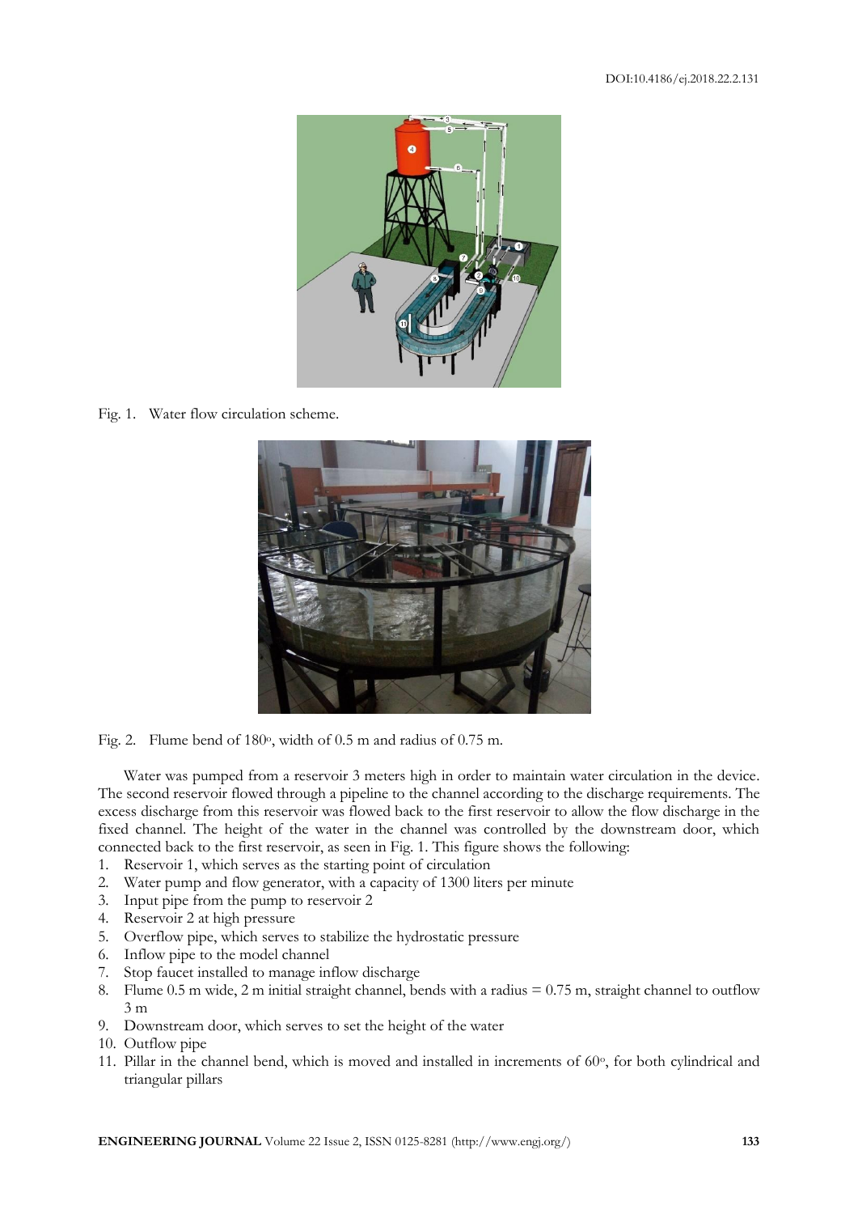Fig. 1. Water flow circulation scheme.

Fig. 2. Flume bend of 180°, width of 0.5 m and radius of 0.75 m.

Water was pumped from a reservoir 3 meters high in order to maintain water circulation in the device. The second reservoir flowed through a pipeline to the channel according to the discharge requirements. The excess discharge from this reservoir was flowed back to the first reservoir to allow the flow discharge in the fixed channel. The height of the water in the channel was controlled by the downstream door, which connected back to the first reservoir, as seen in Fig. 1. This figure shows the following:

1. Reservoir 1, which serves as the starting point of circulation
2. Water pump and flow generator, with a capacity of 1300 liters per minute
3. Input pipe from the pump to reservoir 2
4. Reservoir 2 at high pressure
5. Overflow pipe, which serves to stabilize the hydrostatic pressure
6. Inflow pipe to the model channel
7. Stop faucet installed to manage inflow discharge
8. Flume 0.5 m wide, 2 m initial straight channel, bends with a radius = 0.75 m, straight channel to outflow 3 m
9. Downstream door, which serves to set the height of the water
10. Outflow pipe
11. Pillar in the channel bend, which is moved and installed in increments of 60°, for both cylindrical and triangular pillars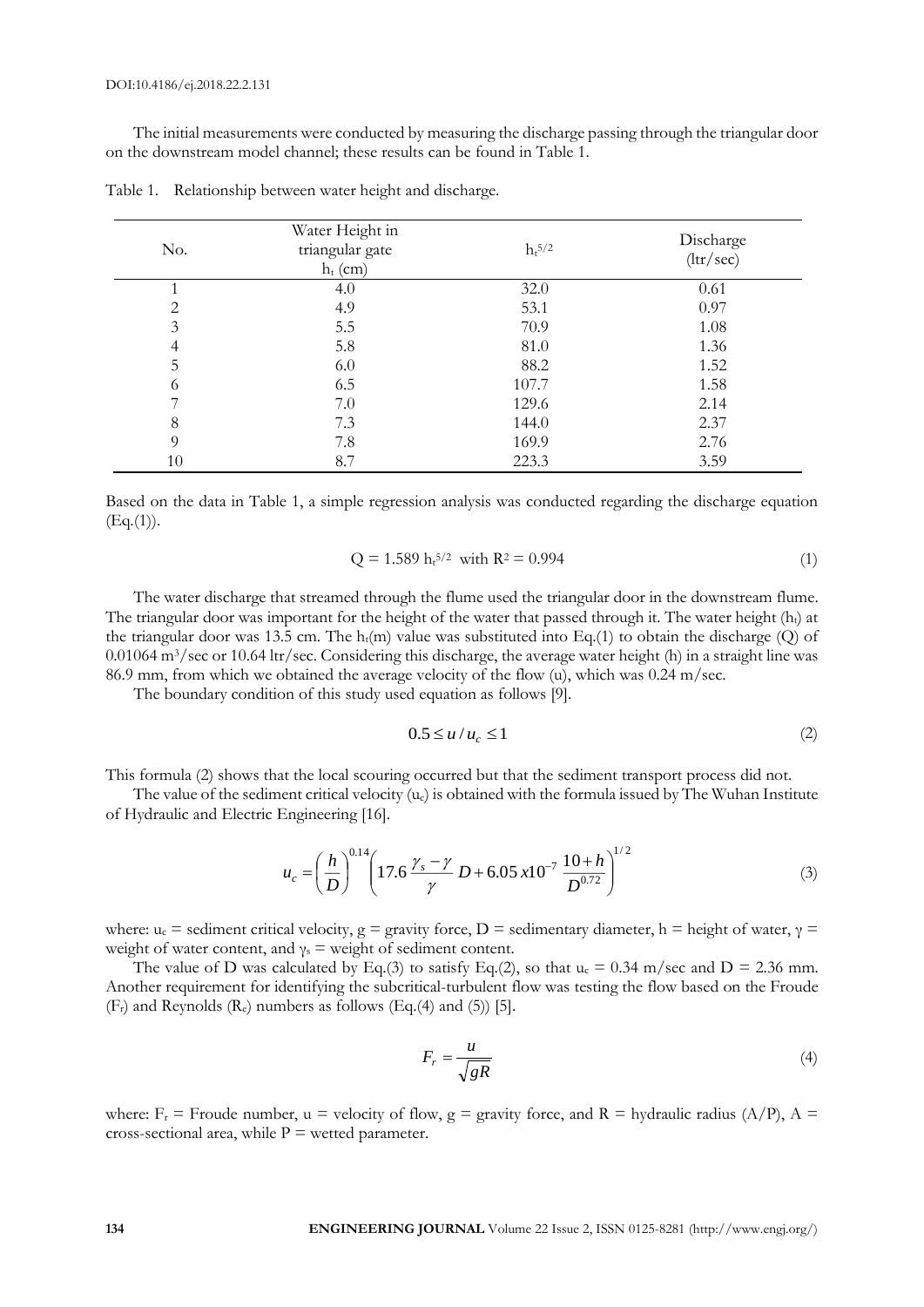The initial measurements were conducted by measuring the discharge passing through the triangular door on the downstream model channel; these results can be found in Table 1.

Table 1. Relationship between water height and discharge.

| No. | Water Height in triangular gate $h_t$ (cm) | $h_t^{5/2}$ | Discharge (ltr/sec) |
|---|---|---|---|
| 1 | 4.0 | 32.0 | 0.61 |
| 2 | 4.9 | 53.1 | 0.97 |
| 3 | 5.5 | 70.9 | 1.08 |
| 4 | 5.8 | 81.0 | 1.36 |
| 5 | 6.0 | 88.2 | 1.52 |
| 6 | 6.5 | 107.7 | 1.58 |
| 7 | 7.0 | 129.6 | 2.14 |
| 8 | 7.3 | 144.0 | 2.37 |
| 9 | 7.8 | 169.9 | 2.76 |
| 10 | 8.7 | 223.3 | 3.59 |

Based on the data in Table 1, a simple regression analysis was conducted regarding the discharge equation (Eq.(1)).

$$Q = 1.589\ h_t^{5/2} \text{ with } R^2 = 0.994 \tag{1}$$

The water discharge that streamed through the flume used the triangular door in the downstream flume. The triangular door was important for the height of the water that passed through it. The water height ($h_t$) at the triangular door was 13.5 cm. The $h_t$(m) value was substituted into Eq.(1) to obtain the discharge (Q) of 0.01064 $m^3$/sec or 10.64 ltr/sec. Considering this discharge, the average water height (h) in a straight line was 86.9 mm, from which we obtained the average velocity of the flow (u), which was 0.24 m/sec.

The boundary condition of this study used equation as follows [9].

$$0.5 \leq u / u_c \leq 1 \tag{2}$$

This formula (2) shows that the local scouring occurred but that the sediment transport process did not.

The value of the sediment critical velocity ($u_c$) is obtained with the formula issued by The Wuhan Institute of Hydraulic and Electric Engineering [16].

$$u_c = \left(\frac{h}{D}\right)^{0.14}\left(17.6\,\frac{\gamma_s - \gamma}{\gamma}\,D + 6.05\,x10^{-7}\,\frac{10+h}{D^{0.72}}\right)^{1/2} \tag{3}$$

where: $u_c$ = sediment critical velocity, g = gravity force, D = sedimentary diameter, h = height of water, $\gamma$ = weight of water content, and $\gamma_s$ = weight of sediment content.

The value of D was calculated by Eq.(3) to satisfy Eq.(2), so that $u_c$ = 0.34 m/sec and D = 2.36 mm. Another requirement for identifying the subcritical-turbulent flow was testing the flow based on the Froude ($F_r$) and Reynolds ($R_e$) numbers as follows (Eq.(4) and (5)) [5].

$$F_r = \frac{u}{\sqrt{gR}} \tag{4}$$

where: $F_r$ = Froude number, u = velocity of flow, g = gravity force, and R = hydraulic radius (A/P), A = cross-sectional area, while P = wetted parameter.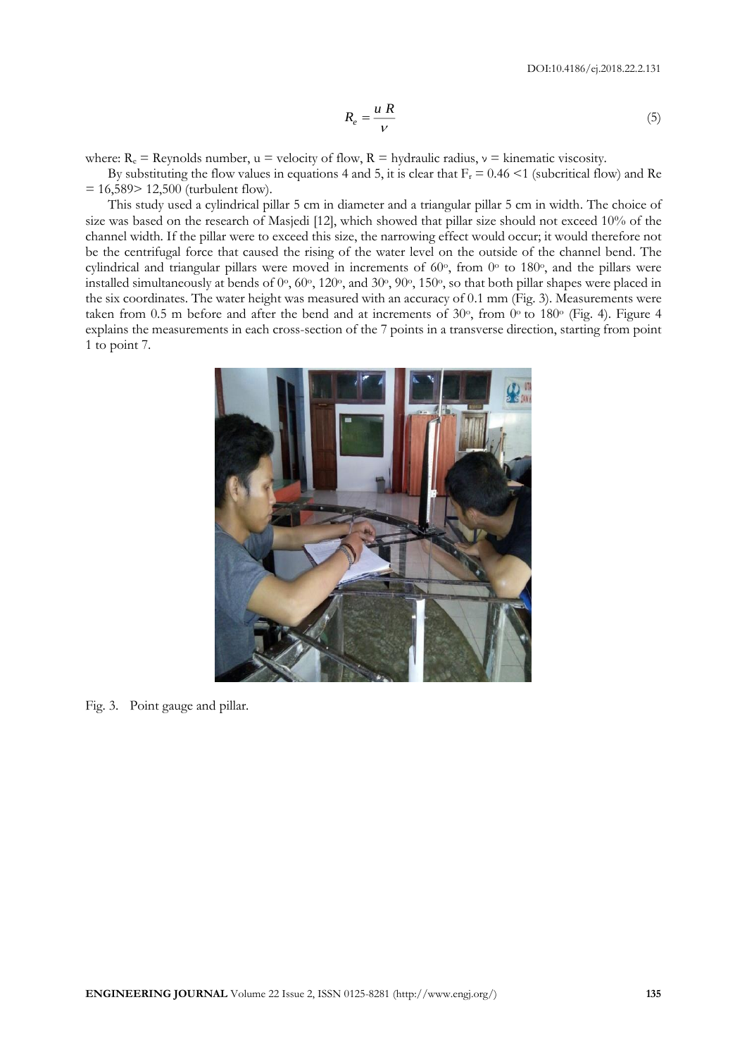$$R_e = \frac{u\,R}{\nu} \tag{5}$$

where: $R_e$ = Reynolds number, u = velocity of flow, R = hydraulic radius, $\nu$ = kinematic viscosity.

By substituting the flow values in equations 4 and 5, it is clear that $F_r = 0.46 < 1$ (subcritical flow) and Re = 16,589 > 12,500 (turbulent flow).

This study used a cylindrical pillar 5 cm in diameter and a triangular pillar 5 cm in width. The choice of size was based on the research of Masjedi [12], which showed that pillar size should not exceed 10% of the channel width. If the pillar were to exceed this size, the narrowing effect would occur; it would therefore not be the centrifugal force that caused the rising of the water level on the outside of the channel bend. The cylindrical and triangular pillars were moved in increments of 60°, from 0° to 180°, and the pillars were installed simultaneously at bends of 0°, 60°, 120°, and 30°, 90°, 150°, so that both pillar shapes were placed in the six coordinates. The water height was measured with an accuracy of 0.1 mm (Fig. 3). Measurements were taken from 0.5 m before and after the bend and at increments of 30°, from 0° to 180° (Fig. 4). Figure 4 explains the measurements in each cross-section of the 7 points in a transverse direction, starting from point 1 to point 7.

Fig. 3. Point gauge and pillar.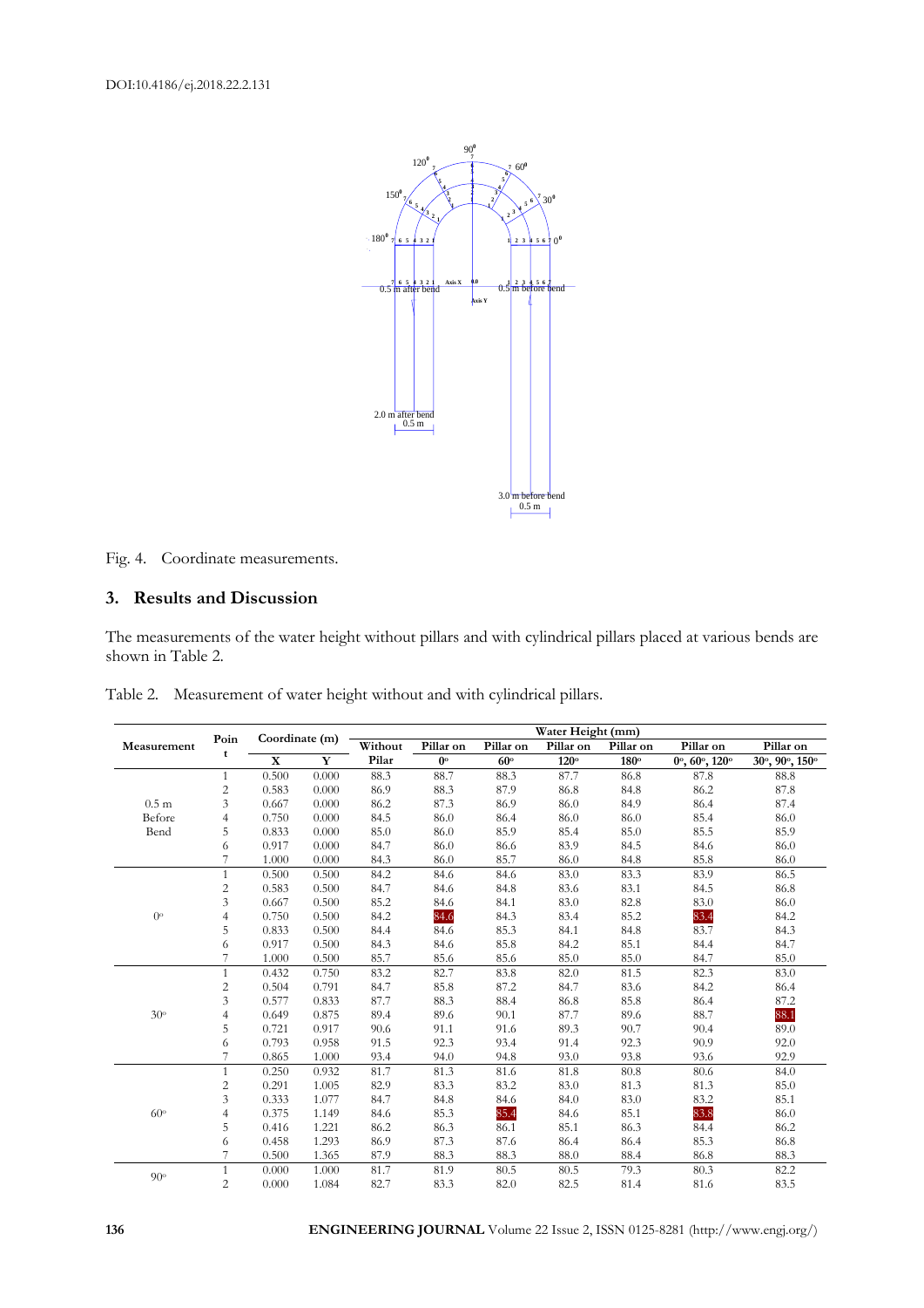Fig. 4. Coordinate measurements.

## 3. Results and Discussion

The measurements of the water height without pillars and with cylindrical pillars placed at various bends are shown in Table 2.

Table 2. Measurement of water height without and with cylindrical pillars.

| Measurement | Point | Coordinate (m) | | Water Height (mm) | | | | | | |
|---|---|---|---|---|---|---|---|---|---|---|
| | | X | Y | Without Pilar | Pillar on 0° | Pillar on 60° | Pillar on 120° | Pillar on 180° | Pillar on 0°, 60°, 120° | Pillar on 30°, 90°, 150° |
| 0.5 m Before Bend | 1 | 0.500 | 0.000 | 88.3 | 88.7 | 88.3 | 87.7 | 86.8 | 87.8 | 88.8 |
| | 2 | 0.583 | 0.000 | 86.9 | 88.3 | 87.9 | 86.8 | 84.8 | 86.2 | 87.8 |
| | 3 | 0.667 | 0.000 | 86.2 | 87.3 | 86.9 | 86.0 | 84.9 | 86.4 | 87.4 |
| | 4 | 0.750 | 0.000 | 84.5 | 86.0 | 86.4 | 86.0 | 86.0 | 85.4 | 86.0 |
| | 5 | 0.833 | 0.000 | 85.0 | 86.0 | 85.9 | 85.4 | 85.0 | 85.5 | 85.9 |
| | 6 | 0.917 | 0.000 | 84.7 | 86.0 | 86.6 | 83.9 | 84.5 | 84.6 | 86.0 |
| | 7 | 1.000 | 0.000 | 84.3 | 86.0 | 85.7 | 86.0 | 84.8 | 85.8 | 86.0 |
| 0° | 1 | 0.500 | 0.500 | 84.2 | 84.6 | 84.6 | 83.0 | 83.3 | 83.9 | 86.5 |
| | 2 | 0.583 | 0.500 | 84.7 | 84.6 | 84.8 | 83.6 | 83.1 | 84.5 | 86.8 |
| | 3 | 0.667 | 0.500 | 85.2 | 84.6 | 84.1 | 83.0 | 82.8 | 83.0 | 86.0 |
| | 4 | 0.750 | 0.500 | 84.2 | 84.6 | 84.3 | 83.4 | 85.2 | 83.4 | 84.2 |
| | 5 | 0.833 | 0.500 | 84.4 | 84.6 | 85.3 | 84.1 | 84.8 | 83.7 | 84.3 |
| | 6 | 0.917 | 0.500 | 84.3 | 84.6 | 85.8 | 84.2 | 85.1 | 84.4 | 84.7 |
| | 7 | 1.000 | 0.500 | 85.7 | 85.6 | 85.6 | 85.0 | 85.0 | 84.7 | 85.0 |
| 30° | 1 | 0.432 | 0.750 | 83.2 | 82.7 | 83.8 | 82.0 | 81.5 | 82.3 | 83.0 |
| | 2 | 0.504 | 0.791 | 84.7 | 85.8 | 87.2 | 84.7 | 83.6 | 84.2 | 86.4 |
| | 3 | 0.577 | 0.833 | 87.7 | 88.3 | 88.4 | 86.8 | 85.8 | 86.4 | 87.2 |
| | 4 | 0.649 | 0.875 | 89.4 | 89.6 | 90.1 | 87.7 | 89.6 | 88.7 | 88.1 |
| | 5 | 0.721 | 0.917 | 90.6 | 91.1 | 91.6 | 89.3 | 90.7 | 90.4 | 89.0 |
| | 6 | 0.793 | 0.958 | 91.5 | 92.3 | 93.4 | 91.4 | 92.3 | 90.9 | 92.0 |
| | 7 | 0.865 | 1.000 | 93.4 | 94.0 | 94.8 | 93.0 | 93.8 | 93.6 | 92.9 |
| 60° | 1 | 0.250 | 0.932 | 81.7 | 81.3 | 81.6 | 81.8 | 80.8 | 80.6 | 84.0 |
| | 2 | 0.291 | 1.005 | 82.9 | 83.3 | 83.2 | 83.0 | 81.3 | 81.3 | 85.0 |
| | 3 | 0.333 | 1.077 | 84.7 | 84.8 | 84.6 | 84.0 | 83.0 | 83.2 | 85.1 |
| | 4 | 0.375 | 1.149 | 84.6 | 85.3 | 85.4 | 84.6 | 85.1 | 83.8 | 86.0 |
| | 5 | 0.416 | 1.221 | 86.2 | 86.3 | 86.1 | 85.1 | 86.3 | 84.4 | 86.2 |
| | 6 | 0.458 | 1.293 | 86.9 | 87.3 | 87.6 | 86.4 | 86.4 | 85.3 | 86.8 |
| | 7 | 0.500 | 1.365 | 87.9 | 88.3 | 88.3 | 88.0 | 88.4 | 86.8 | 88.3 |
| 90° | 1 | 0.000 | 1.000 | 81.7 | 81.9 | 80.5 | 80.5 | 79.3 | 80.3 | 82.2 |
| | 2 | 0.000 | 1.084 | 82.7 | 83.3 | 82.0 | 82.5 | 81.4 | 81.6 | 83.5 |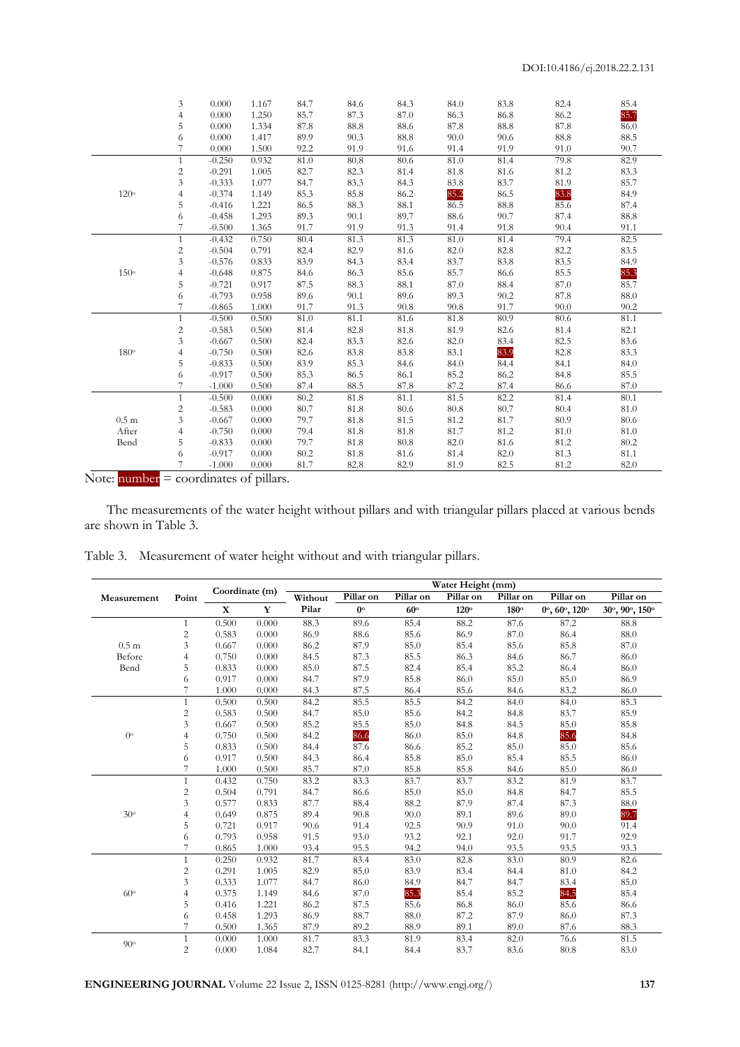| | 3 | 0.000 | 1.167 | 84.7 | 84.6 | 84.3 | 84.0 | 83.8 | 82.4 | 85.4 |
|---|---|---|---|---|---|---|---|---|---|---|
| | 4 | 0.000 | 1.250 | 85.7 | 87.3 | 87.0 | 86.3 | 86.8 | 86.2 | 85.7 |
| | 5 | 0.000 | 1.334 | 87.8 | 88.8 | 88.6 | 87.8 | 88.8 | 87.8 | 86.0 |
| | 6 | 0.000 | 1.417 | 89.9 | 90.3 | 88.8 | 90.0 | 90.6 | 88.8 | 88.5 |
| | 7 | 0.000 | 1.500 | 92.2 | 91.9 | 91.6 | 91.4 | 91.9 | 91.0 | 90.7 |
| 120° | 1 | -0.250 | 0.932 | 81.0 | 80.8 | 80.6 | 81.0 | 81.4 | 79.8 | 82.9 |
| | 2 | -0.291 | 1.005 | 82.7 | 82.3 | 81.4 | 81.8 | 81.6 | 81.2 | 83.3 |
| | 3 | -0.333 | 1.077 | 84.7 | 83.3 | 84.3 | 83.8 | 83.7 | 81.9 | 85.7 |
| | 4 | -0.374 | 1.149 | 85.3 | 85.8 | 86.2 | 85.2 | 86.5 | 83.8 | 84.9 |
| | 5 | -0.416 | 1.221 | 86.5 | 88.3 | 88.1 | 86.5 | 88.8 | 85.6 | 87.4 |
| | 6 | -0.458 | 1.293 | 89.3 | 90.1 | 89.7 | 88.6 | 90.7 | 87.4 | 88.8 |
| | 7 | -0.500 | 1.365 | 91.7 | 91.9 | 91.3 | 91.4 | 91.8 | 90.4 | 91.1 |
| 150° | 1 | -0.432 | 0.750 | 80.4 | 81.3 | 81.3 | 81.0 | 81.4 | 79.4 | 82.5 |
| | 2 | -0.504 | 0.791 | 82.4 | 82.9 | 81.6 | 82.0 | 82.8 | 82.2 | 83.5 |
| | 3 | -0.576 | 0.833 | 83.9 | 84.3 | 83.4 | 83.7 | 83.8 | 83.5 | 84.9 |
| | 4 | -0.648 | 0.875 | 84.6 | 86.3 | 85.6 | 85.7 | 86.6 | 85.5 | 85.3 |
| | 5 | -0.721 | 0.917 | 87.5 | 88.3 | 88.1 | 87.0 | 88.4 | 87.0 | 85.7 |
| | 6 | -0.793 | 0.958 | 89.6 | 90.1 | 89.6 | 89.3 | 90.2 | 87.8 | 88.0 |
| | 7 | -0.865 | 1.000 | 91.7 | 91.3 | 90.8 | 90.8 | 91.7 | 90.0 | 90.2 |
| 180° | 1 | -0.500 | 0.500 | 81.0 | 81.1 | 81.6 | 81.8 | 80.9 | 80.6 | 81.1 |
| | 2 | -0.583 | 0.500 | 81.4 | 82.8 | 81.8 | 81.9 | 82.6 | 81.4 | 82.1 |
| | 3 | -0.667 | 0.500 | 82.4 | 83.3 | 82.6 | 82.0 | 83.4 | 82.5 | 83.6 |
| | 4 | -0.750 | 0.500 | 82.6 | 83.8 | 83.8 | 83.1 | 83.9 | 82.8 | 83.3 |
| | 5 | -0.833 | 0.500 | 83.9 | 85.3 | 84.6 | 84.0 | 84.4 | 84.1 | 84.0 |
| | 6 | -0.917 | 0.500 | 85.3 | 86.5 | 86.1 | 85.2 | 86.2 | 84.8 | 85.5 |
| | 7 | -1.000 | 0.500 | 87.4 | 88.5 | 87.8 | 87.2 | 87.4 | 86.6 | 87.0 |
| 0.5 m After Bend | 1 | -0.500 | 0.000 | 80.2 | 81.8 | 81.1 | 81.5 | 82.2 | 81.4 | 80.1 |
| | 2 | -0.583 | 0.000 | 80.7 | 81.8 | 80.6 | 80.8 | 80.7 | 80.4 | 81.0 |
| | 3 | -0.667 | 0.000 | 79.7 | 81.8 | 81.5 | 81.2 | 81.7 | 80.9 | 80.6 |
| | 4 | -0.750 | 0.000 | 79.4 | 81.8 | 81.8 | 81.7 | 81.2 | 81.0 | 81.0 |
| | 5 | -0.833 | 0.000 | 79.7 | 81.8 | 80.8 | 82.0 | 81.6 | 81.2 | 80.2 |
| | 6 | -0.917 | 0.000 | 80.2 | 81.8 | 81.6 | 81.4 | 82.0 | 81.3 | 81.1 |
| | 7 | -1.000 | 0.000 | 81.7 | 82.8 | 82.9 | 81.9 | 82.5 | 81.2 | 82.0 |

Note: number = coordinates of pillars.

The measurements of the water height without pillars and with triangular pillars placed at various bends are shown in Table 3.

Table 3. Measurement of water height without and with triangular pillars.

| Measurement | Point | Coordinate (m) | | Water Height (mm) | | | | | | |
|---|---|---|---|---|---|---|---|---|---|---|
| | | X | Y | Without Pilar | Pillar on 0° | Pillar on 60° | Pillar on 120° | Pillar on 180° | Pillar on 0°, 60°, 120° | Pillar on 30°, 90°, 150° |
| 0.5 m Before Bend | 1 | 0.500 | 0.000 | 88.3 | 89.6 | 85.4 | 88.2 | 87.6 | 87.2 | 88.8 |
| | 2 | 0.583 | 0.000 | 86.9 | 88.6 | 85.6 | 86.9 | 87.0 | 86.4 | 88.0 |
| | 3 | 0.667 | 0.000 | 86.2 | 87.9 | 85.0 | 85.4 | 85.6 | 85.8 | 87.0 |
| | 4 | 0.750 | 0.000 | 84.5 | 87.3 | 85.5 | 86.3 | 84.6 | 86.7 | 86.0 |
| | 5 | 0.833 | 0.000 | 85.0 | 87.5 | 82.4 | 85.4 | 85.2 | 86.4 | 86.0 |
| | 6 | 0.917 | 0.000 | 84.7 | 87.9 | 85.8 | 86.0 | 85.0 | 85.0 | 86.9 |
| | 7 | 1.000 | 0.000 | 84.3 | 87.5 | 86.4 | 85.6 | 84.6 | 83.2 | 86.0 |
| 0° | 1 | 0.500 | 0.500 | 84.2 | 85.5 | 85.5 | 84.2 | 84.0 | 84.0 | 85.3 |
| | 2 | 0.583 | 0.500 | 84.7 | 85.0 | 85.6 | 84.2 | 84.8 | 83.7 | 85.9 |
| | 3 | 0.667 | 0.500 | 85.2 | 85.5 | 85.0 | 84.8 | 84.5 | 85.0 | 85.8 |
| | 4 | 0.750 | 0.500 | 84.2 | 86.6 | 86.0 | 85.0 | 84.8 | 85.6 | 84.8 |
| | 5 | 0.833 | 0.500 | 84.4 | 87.6 | 86.6 | 85.2 | 85.0 | 85.0 | 85.6 |
| | 6 | 0.917 | 0.500 | 84.3 | 86.4 | 85.8 | 85.0 | 85.4 | 85.5 | 86.0 |
| | 7 | 1.000 | 0.500 | 85.7 | 87.0 | 85.8 | 85.8 | 84.6 | 85.0 | 86.0 |
| 30° | 1 | 0.432 | 0.750 | 83.2 | 83.3 | 83.7 | 83.7 | 83.2 | 81.9 | 83.7 |
| | 2 | 0.504 | 0.791 | 84.7 | 86.6 | 85.0 | 85.0 | 84.8 | 84.7 | 85.5 |
| | 3 | 0.577 | 0.833 | 87.7 | 88.4 | 88.2 | 87.9 | 87.4 | 87.3 | 88.0 |
| | 4 | 0.649 | 0.875 | 89.4 | 90.8 | 90.0 | 89.1 | 89.6 | 89.0 | 89.7 |
| | 5 | 0.721 | 0.917 | 90.6 | 91.4 | 92.5 | 90.9 | 91.0 | 90.0 | 91.4 |
| | 6 | 0.793 | 0.958 | 91.5 | 93.0 | 93.2 | 92.1 | 92.0 | 91.7 | 92.9 |
| | 7 | 0.865 | 1.000 | 93.4 | 95.5 | 94.2 | 94.0 | 93.5 | 93.5 | 93.3 |
| 60° | 1 | 0.250 | 0.932 | 81.7 | 83.4 | 83.0 | 82.8 | 83.0 | 80.9 | 82.6 |
| | 2 | 0.291 | 1.005 | 82.9 | 85.0 | 83.9 | 83.4 | 84.4 | 81.0 | 84.2 |
| | 3 | 0.333 | 1.077 | 84.7 | 86.0 | 84.9 | 84.7 | 84.7 | 83.4 | 85.0 |
| | 4 | 0.375 | 1.149 | 84.6 | 87.0 | 85.3 | 85.4 | 85.2 | 84.5 | 85.4 |
| | 5 | 0.416 | 1.221 | 86.2 | 87.5 | 85.6 | 86.8 | 86.0 | 85.6 | 86.6 |
| | 6 | 0.458 | 1.293 | 86.9 | 88.7 | 88.0 | 87.2 | 87.9 | 86.0 | 87.3 |
| | 7 | 0.500 | 1.365 | 87.9 | 89.2 | 88.9 | 89.1 | 89.0 | 87.6 | 88.3 |
| 90° | 1 | 0.000 | 1.000 | 81.7 | 83.3 | 81.9 | 83.4 | 82.0 | 76.6 | 81.5 |
| | 2 | 0.000 | 1.084 | 82.7 | 84.1 | 84.4 | 83.7 | 83.6 | 80.8 | 83.0 |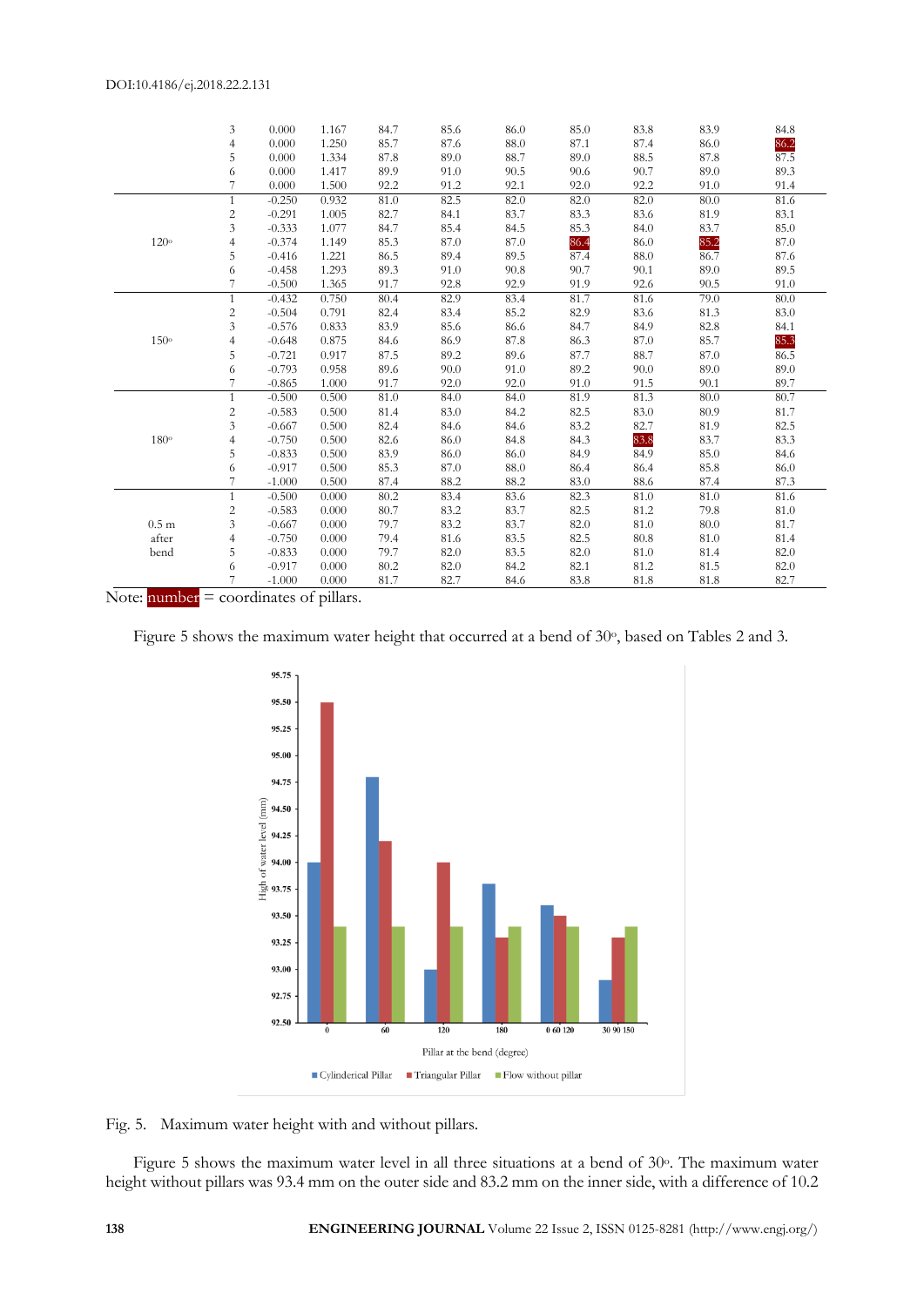| | | | | | | | | | | |
|---|---|---|---|---|---|---|---|---|---|---|
| | 3 | 0.000 | 1.167 | 84.7 | 85.6 | 86.0 | 85.0 | 83.8 | 83.9 | 84.8 |
| | 4 | 0.000 | 1.250 | 85.7 | 87.6 | 88.0 | 87.1 | 87.4 | 86.0 | **86.2** |
| | 5 | 0.000 | 1.334 | 87.8 | 89.0 | 88.7 | 89.0 | 88.5 | 87.8 | 87.5 |
| | 6 | 0.000 | 1.417 | 89.9 | 91.0 | 90.5 | 90.6 | 90.7 | 89.0 | 89.3 |
| | 7 | 0.000 | 1.500 | 92.2 | 91.2 | 92.1 | 92.0 | 92.2 | 91.0 | 91.4 |
| 120° | 1 | -0.250 | 0.932 | 81.0 | 82.5 | 82.0 | 82.0 | 82.0 | 80.0 | 81.6 |
| | 2 | -0.291 | 1.005 | 82.7 | 84.1 | 83.7 | 83.3 | 83.6 | 81.9 | 83.1 |
| | 3 | -0.333 | 1.077 | 84.7 | 85.4 | 84.5 | 85.3 | 84.0 | 83.7 | 85.0 |
| | 4 | -0.374 | 1.149 | 85.3 | 87.0 | 87.0 | **86.4** | 86.0 | **85.2** | 87.0 |
| | 5 | -0.416 | 1.221 | 86.5 | 89.4 | 89.5 | 87.4 | 88.0 | 86.7 | 87.6 |
| | 6 | -0.458 | 1.293 | 89.3 | 91.0 | 90.8 | 90.7 | 90.1 | 89.0 | 89.5 |
| | 7 | -0.500 | 1.365 | 91.7 | 92.8 | 92.9 | 91.9 | 92.6 | 90.5 | 91.0 |
| 150° | 1 | -0.432 | 0.750 | 80.4 | 82.9 | 83.4 | 81.7 | 81.6 | 79.0 | 80.0 |
| | 2 | -0.504 | 0.791 | 82.4 | 83.4 | 85.2 | 82.9 | 83.6 | 81.3 | 83.0 |
| | 3 | -0.576 | 0.833 | 83.9 | 85.6 | 86.6 | 84.7 | 84.9 | 82.8 | 84.1 |
| | 4 | -0.648 | 0.875 | 84.6 | 86.9 | 87.8 | 86.3 | 87.0 | 85.7 | **85.3** |
| | 5 | -0.721 | 0.917 | 87.5 | 89.2 | 89.6 | 87.7 | 88.7 | 87.0 | 86.5 |
| | 6 | -0.793 | 0.958 | 89.6 | 90.0 | 91.0 | 89.2 | 90.0 | 89.0 | 89.0 |
| | 7 | -0.865 | 1.000 | 91.7 | 92.0 | 92.0 | 91.0 | 91.5 | 90.1 | 89.7 |
| 180° | 1 | -0.500 | 0.500 | 81.0 | 84.0 | 84.0 | 81.9 | 81.3 | 80.0 | 80.7 |
| | 2 | -0.583 | 0.500 | 81.4 | 83.0 | 84.2 | 82.5 | 83.0 | 80.9 | 81.7 |
| | 3 | -0.667 | 0.500 | 82.4 | 84.6 | 84.6 | 83.2 | 82.7 | 81.9 | 82.5 |
| | 4 | -0.750 | 0.500 | 82.6 | 86.0 | 84.8 | 84.3 | **83.8** | 83.7 | 83.3 |
| | 5 | -0.833 | 0.500 | 83.9 | 86.0 | 86.0 | 84.9 | 84.9 | 85.0 | 84.6 |
| | 6 | -0.917 | 0.500 | 85.3 | 87.0 | 88.0 | 86.4 | 86.4 | 85.8 | 86.0 |
| | 7 | -1.000 | 0.500 | 87.4 | 88.2 | 88.2 | 83.0 | 88.6 | 87.4 | 87.3 |
| 0.5 m after bend | 1 | -0.500 | 0.000 | 80.2 | 83.4 | 83.6 | 82.3 | 81.0 | 81.0 | 81.6 |
| | 2 | -0.583 | 0.000 | 80.7 | 83.2 | 83.7 | 82.5 | 81.2 | 79.8 | 81.0 |
| | 3 | -0.667 | 0.000 | 79.7 | 83.2 | 83.7 | 82.0 | 81.0 | 80.0 | 81.7 |
| | 4 | -0.750 | 0.000 | 79.4 | 81.6 | 83.5 | 82.5 | 80.8 | 81.0 | 81.4 |
| | 5 | -0.833 | 0.000 | 79.7 | 82.0 | 83.5 | 82.0 | 81.0 | 81.4 | 82.0 |
| | 6 | -0.917 | 0.000 | 80.2 | 82.0 | 84.2 | 82.1 | 81.2 | 81.5 | 82.0 |
| | 7 | -1.000 | 0.000 | 81.7 | 82.7 | 84.6 | 83.8 | 81.8 | 81.8 | 82.7 |

Note: **number** = coordinates of pillars.

Figure 5 shows the maximum water height that occurred at a bend of 30°, based on Tables 2 and 3.

Fig. 5. Maximum water height with and without pillars.

Figure 5 shows the maximum water level in all three situations at a bend of 30°. The maximum water height without pillars was 93.4 mm on the outer side and 83.2 mm on the inner side, with a difference of 10.2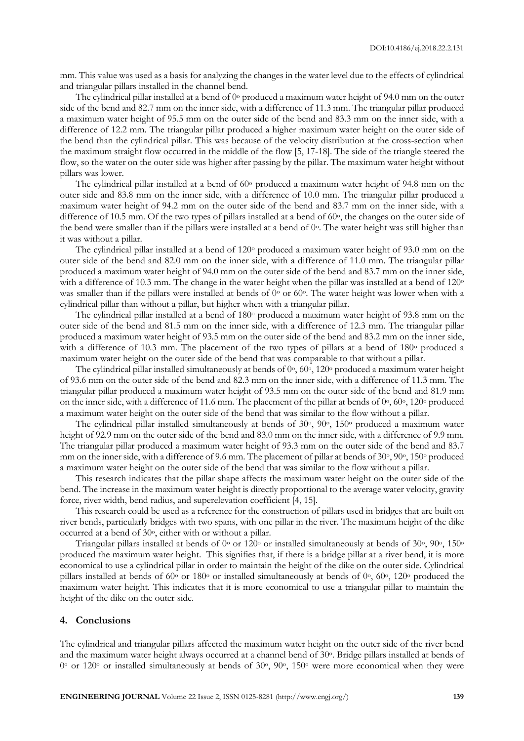mm. This value was used as a basis for analyzing the changes in the water level due to the effects of cylindrical and triangular pillars installed in the channel bend.

The cylindrical pillar installed at a bend of $0^o$ produced a maximum water height of 94.0 mm on the outer side of the bend and 82.7 mm on the inner side, with a difference of 11.3 mm. The triangular pillar produced a maximum water height of 95.5 mm on the outer side of the bend and 83.3 mm on the inner side, with a difference of 12.2 mm. The triangular pillar produced a higher maximum water height on the outer side of the bend than the cylindrical pillar. This was because of the velocity distribution at the cross-section when the maximum straight flow occurred in the middle of the flow [5, 17-18]. The side of the triangle steered the flow, so the water on the outer side was higher after passing by the pillar. The maximum water height without pillars was lower.

The cylindrical pillar installed at a bend of $60^o$ produced a maximum water height of 94.8 mm on the outer side and 83.8 mm on the inner side, with a difference of 10.0 mm. The triangular pillar produced a maximum water height of 94.2 mm on the outer side of the bend and 83.7 mm on the inner side, with a difference of 10.5 mm. Of the two types of pillars installed at a bend of $60^o$, the changes on the outer side of the bend were smaller than if the pillars were installed at a bend of $0^o$. The water height was still higher than it was without a pillar.

The cylindrical pillar installed at a bend of $120^o$ produced a maximum water height of 93.0 mm on the outer side of the bend and 82.0 mm on the inner side, with a difference of 11.0 mm. The triangular pillar produced a maximum water height of 94.0 mm on the outer side of the bend and 83.7 mm on the inner side, with a difference of 10.3 mm. The change in the water height when the pillar was installed at a bend of $120^o$ was smaller than if the pillars were installed at bends of $0^o$ or $60^o$. The water height was lower when with a cylindrical pillar than without a pillar, but higher when with a triangular pillar.

The cylindrical pillar installed at a bend of $180^o$ produced a maximum water height of 93.8 mm on the outer side of the bend and 81.5 mm on the inner side, with a difference of 12.3 mm. The triangular pillar produced a maximum water height of 93.5 mm on the outer side of the bend and 83.2 mm on the inner side, with a difference of 10.3 mm. The placement of the two types of pillars at a bend of $180^o$ produced a maximum water height on the outer side of the bend that was comparable to that without a pillar.

The cylindrical pillar installed simultaneously at bends of $0^o$, $60^o$, $120^o$ produced a maximum water height of 93.6 mm on the outer side of the bend and 82.3 mm on the inner side, with a difference of 11.3 mm. The triangular pillar produced a maximum water height of 93.5 mm on the outer side of the bend and 81.9 mm on the inner side, with a difference of 11.6 mm. The placement of the pillar at bends of $0^o$, $60^o$, $120^o$ produced a maximum water height on the outer side of the bend that was similar to the flow without a pillar.

The cylindrical pillar installed simultaneously at bends of $30^o$, $90^o$, $150^o$ produced a maximum water height of 92.9 mm on the outer side of the bend and 83.0 mm on the inner side, with a difference of 9.9 mm. The triangular pillar produced a maximum water height of 93.3 mm on the outer side of the bend and 83.7 mm on the inner side, with a difference of 9.6 mm. The placement of pillar at bends of $30^o$, $90^o$, $150^o$ produced a maximum water height on the outer side of the bend that was similar to the flow without a pillar.

This research indicates that the pillar shape affects the maximum water height on the outer side of the bend. The increase in the maximum water height is directly proportional to the average water velocity, gravity force, river width, bend radius, and superelevation coefficient [4, 15].

This research could be used as a reference for the construction of pillars used in bridges that are built on river bends, particularly bridges with two spans, with one pillar in the river. The maximum height of the dike occurred at a bend of $30^o$, either with or without a pillar.

Triangular pillars installed at bends of $0^o$ or $120^o$ or installed simultaneously at bends of $30^o$, $90^o$, $150^o$ produced the maximum water height. This signifies that, if there is a bridge pillar at a river bend, it is more economical to use a cylindrical pillar in order to maintain the height of the dike on the outer side. Cylindrical pillars installed at bends of $60^o$ or $180^o$ or installed simultaneously at bends of $0^o$, $60^o$, $120^o$ produced the maximum water height. This indicates that it is more economical to use a triangular pillar to maintain the height of the dike on the outer side.

## 4. Conclusions

The cylindrical and triangular pillars affected the maximum water height on the outer side of the river bend and the maximum water height always occurred at a channel bend of $30^o$. Bridge pillars installed at bends of $0^o$ or $120^o$ or installed simultaneously at bends of $30^o$, $90^o$, $150^o$ were more economical when they were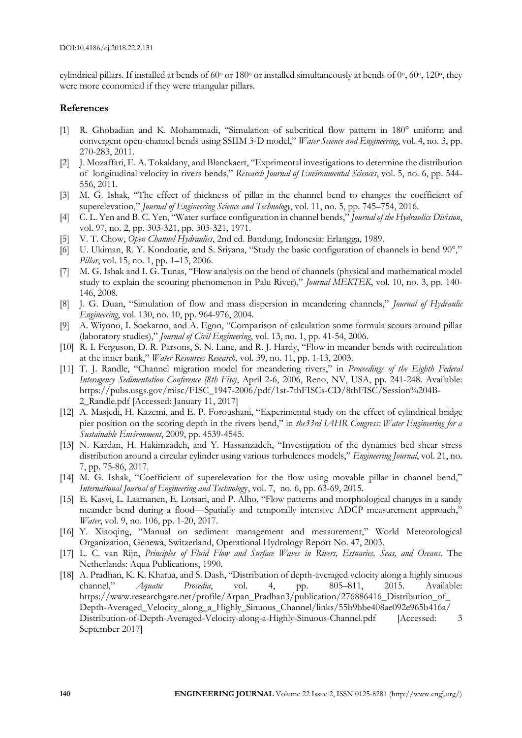cylindrical pillars. If installed at bends of 60° or 180° or installed simultaneously at bends of 0°, 60°, 120°, they were more economical if they were triangular pillars.

## References

[1] R. Ghobadian and K. Mohammadi, "Simulation of subcritical flow pattern in 180° uniform and convergent open-channel bends using SSIIM 3-D model," *Water Science and Engineering*, vol. 4, no. 3, pp. 270-283, 2011.

[2] J. Mozaffari, E. A. Tokaldany, and Blanckaert, "Exprimental investigations to determine the distribution of longitudinal velocity in rivers bends," *Research Journal of Environmental Sciences*, vol. 5, no. 6, pp. 544-556, 2011.

[3] M. G. Ishak, "The effect of thickness of pillar in the channel bend to changes the coefficient of superelevation," *Journal of Engineering Science and Technology*, vol. 11, no. 5, pp. 745–754, 2016.

[4] C. L. Yen and B. C. Yen, "Water surface configuration in channel bends," *Journal of the Hydraulics Division*, vol. 97, no. 2, pp. 303-321, pp. 303-321, 1971.

[5] V. T. Chow, *Open Channel Hydraulics*, 2nd ed. Bandung, Indonesia: Erlangga, 1989.

[6] U. Ukiman, R. Y. Kondoatie, and S. Sriyana, "Study the basic configuration of channels in bend 90°," *Pillar*, vol. 15, no. 1, pp. 1–13, 2006.

[7] M. G. Ishak and I. G. Tunas, "Flow analysis on the bend of channels (physical and mathematical model study to explain the scouring phenomenon in Palu River)," *Journal MEKTEK*, vol. 10, no. 3, pp. 140-146, 2008.

[8] J. G. Duan, "Simulation of flow and mass dispersion in meandering channels," *Journal of Hydraulic Engineering*, vol. 130, no. 10, pp. 964-976, 2004.

[9] A. Wiyono, I. Soekarno, and A. Egon, "Comparison of calculation some formula scours around pillar (laboratory studies)," *Journal of Civil Engineering*, vol. 13, no. 1, pp. 41-54, 2006.

[10] R. I. Ferguson, D. R. Parsons, S. N. Lane, and R. J. Hardy, "Flow in meander bends with recirculation at the inner bank," *Water Resources Research*, vol. 39, no. 11, pp. 1-13, 2003.

[11] T. J. Randle, "Channel migration model for meandering rivers," in *Proceedings of the Eighth Federal Interagency Sedimentation Conference (8th Fisc)*, April 2-6, 2006, Reno, NV, USA, pp. 241-248. Available: https://pubs.usgs.gov/misc/FISC_1947-2006/pdf/1st-7thFISCs-CD/8thFISC/Session%204B-2_Randle.pdf [Accessed: January 11, 2017]

[12] A. Masjedi, H. Kazemi, and E. P. Foroushani, "Experimental study on the effect of cylindrical bridge pier position on the scoring depth in the rivers bend," in *the33rd IAHR Congress: Water Engineering for a Sustainable Environment*, 2009, pp. 4539-4545.

[13] N. Kardan, H. Hakimzadeh, and Y. Hassanzadeh, "Investigation of the dynamics bed shear stress distribution around a circular cylinder using various turbulences models," *Engineering Journal*, vol. 21, no. 7, pp. 75-86, 2017.

[14] M. G. Ishak, "Coefficient of superelevation for the flow using movable pillar in channel bend," *International Journal of Engineering and Technology*, vol. 7, no. 6, pp. 63-69, 2015.

[15] E. Kasvi, L. Laamanen, E. Lotsari, and P. Alho, "Flow patterns and morphological changes in a sandy meander bend during a flood—Spatially and temporally intensive ADCP measurement approach," *Water*, vol. 9, no. 106, pp. 1-20, 2017.

[16] Y. Xiaoqing, "Manual on sediment management and measurement," World Meteorological Organization, Genewa, Switzerland, Operational Hydrology Report No. 47, 2003.

[17] L. C. van Rijn, *Principles of Fluid Flow and Surface Waves in Rivers, Estuaries, Seas, and Oceans*. The Netherlands: Aqua Publications, 1990.

[18] A. Pradhan, K. K. Khatua, and S. Dash, "Distribution of depth-averaged velocity along a highly sinuous channel," *Aquatic Procedia*, vol. 4, pp. 805–811, 2015. Available: https://www.researchgate.net/profile/Arpan_Pradhan3/publication/276886416_Distribution_of_Depth-Averaged_Velocity_along_a_Highly_Sinuous_Channel/links/55b9bbe408ae092e965b416a/Distribution-of-Depth-Averaged-Velocity-along-a-Highly-Sinuous-Channel.pdf [Accessed: 3 September 2017]